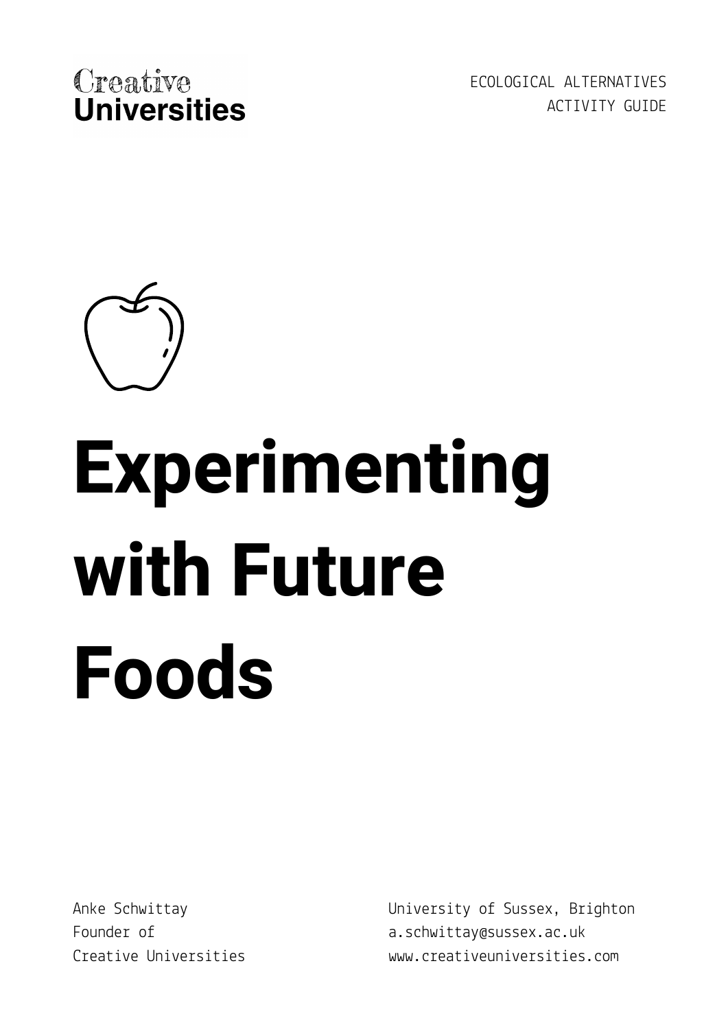Creative
Universities

ECOLOGICAL ALTERNATIVES
ACTIVITY GUIDE

# Experimenting with Future Foods

Anke Schwittay
Founder of
Creative Universities

University of Sussex, Brighton
a.schwittay@sussex.ac.uk
www.creativeuniversities.com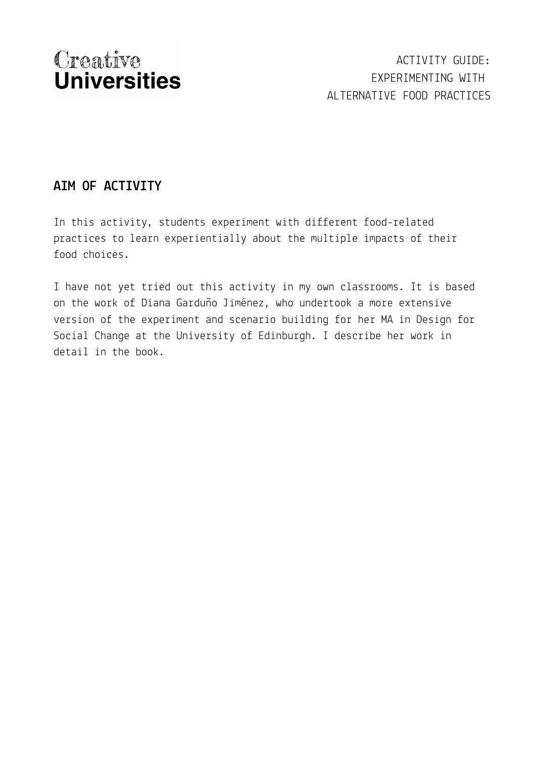Creative **Universities**

ACTIVITY GUIDE: EXPERIMENTING WITH ALTERNATIVE FOOD PRACTICES

## AIM OF ACTIVITY

In this activity, students experiment with different food-related practices to learn experientially about the multiple impacts of their food choices.

I have not yet tried out this activity in my own classrooms. It is based on the work of Diana Garduño Jiménez, who undertook a more extensive version of the experiment and scenario building for her MA in Design for Social Change at the University of Edinburgh. I describe her work in detail in the book.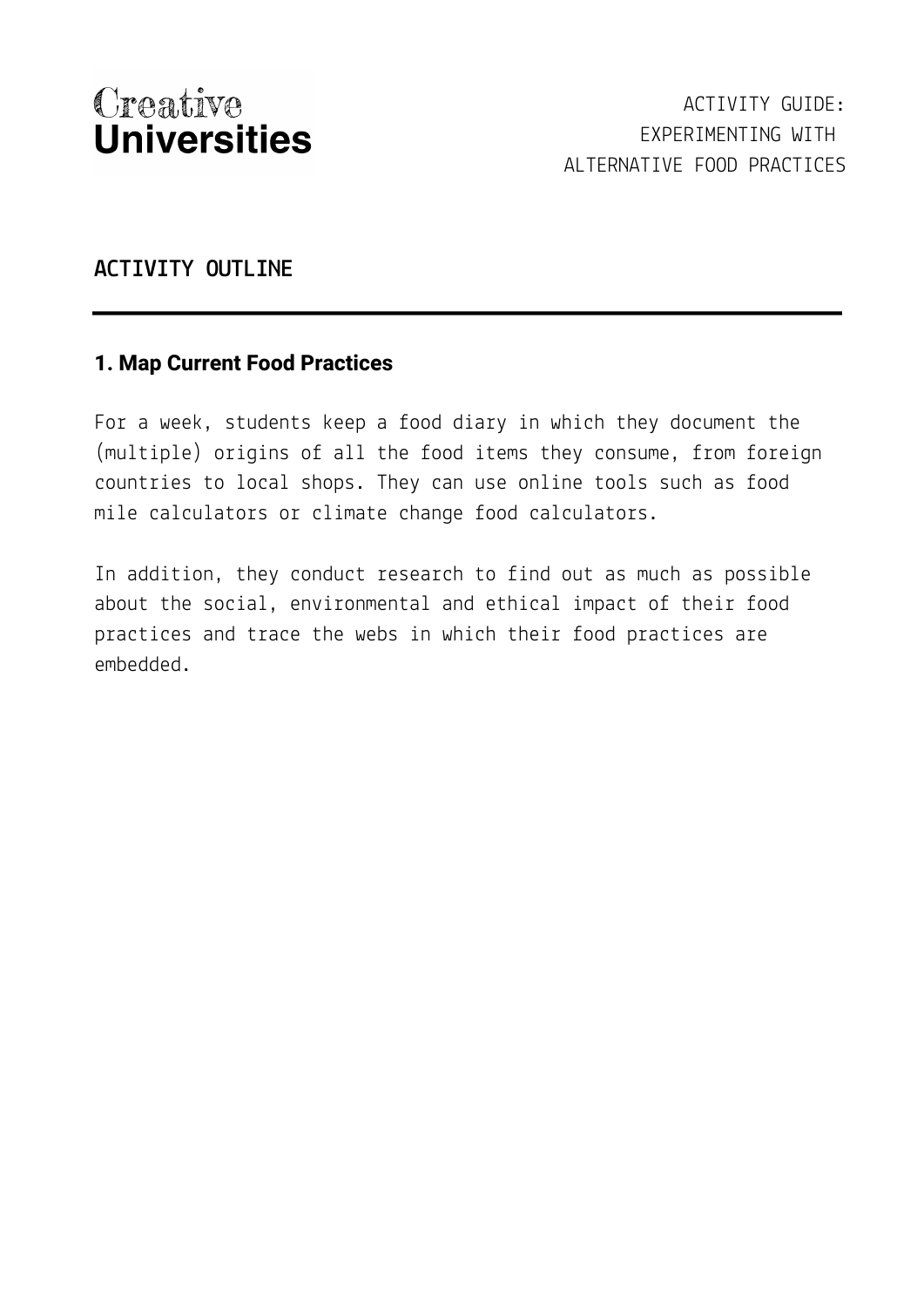## ACTIVITY OUTLINE

### 1. Map Current Food Practices

For a week, students keep a food diary in which they document the (multiple) origins of all the food items they consume, from foreign countries to local shops. They can use online tools such as food mile calculators or climate change food calculators.

In addition, they conduct research to find out as much as possible about the social, environmental and ethical impact of their food practices and trace the webs in which their food practices are embedded.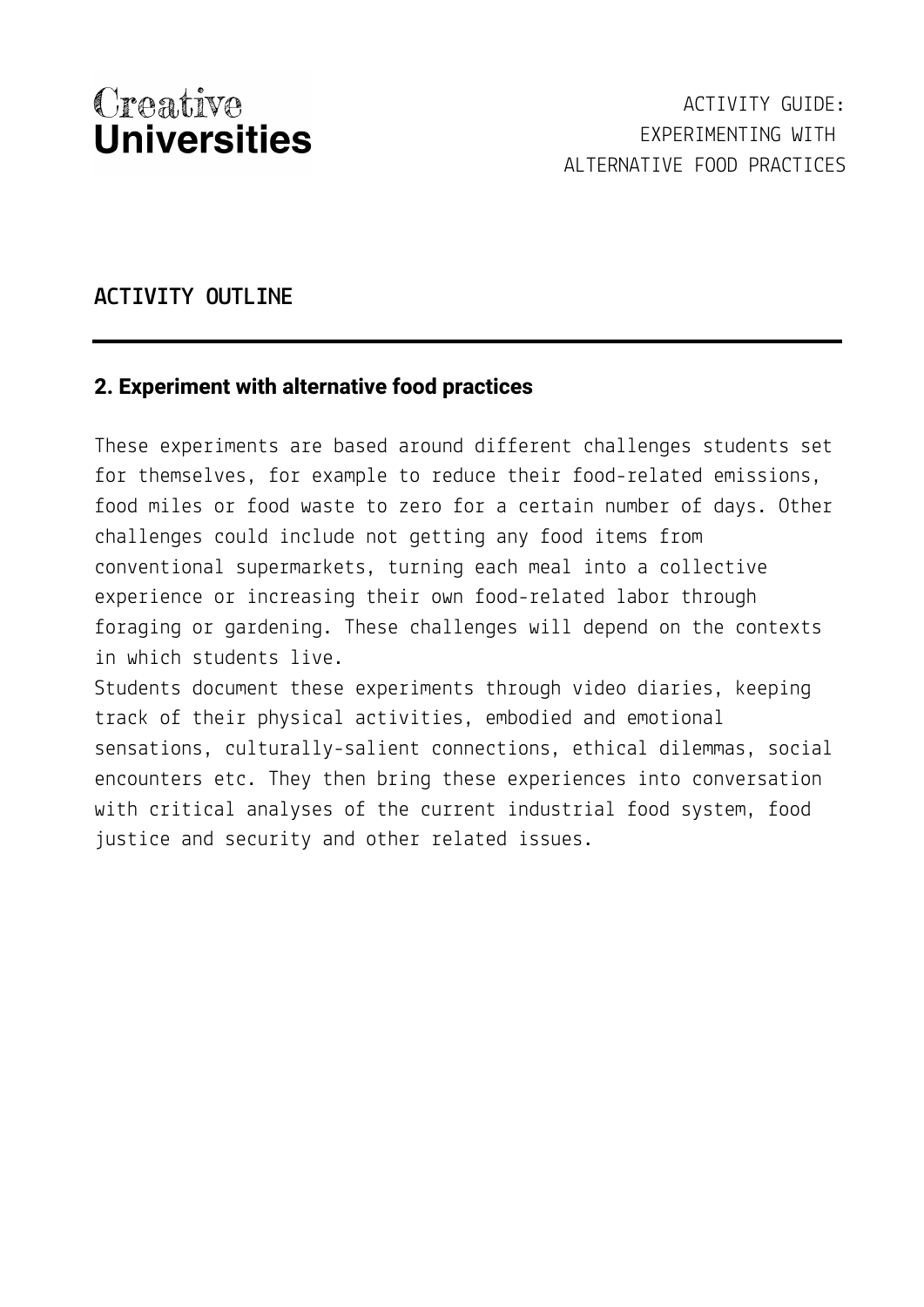## ACTIVITY OUTLINE

### 2. Experiment with alternative food practices

These experiments are based around different challenges students set for themselves, for example to reduce their food-related emissions, food miles or food waste to zero for a certain number of days. Other challenges could include not getting any food items from conventional supermarkets, turning each meal into a collective experience or increasing their own food-related labor through foraging or gardening. These challenges will depend on the contexts in which students live.

Students document these experiments through video diaries, keeping track of their physical activities, embodied and emotional sensations, culturally-salient connections, ethical dilemmas, social encounters etc. They then bring these experiences into conversation with critical analyses of the current industrial food system, food justice and security and other related issues.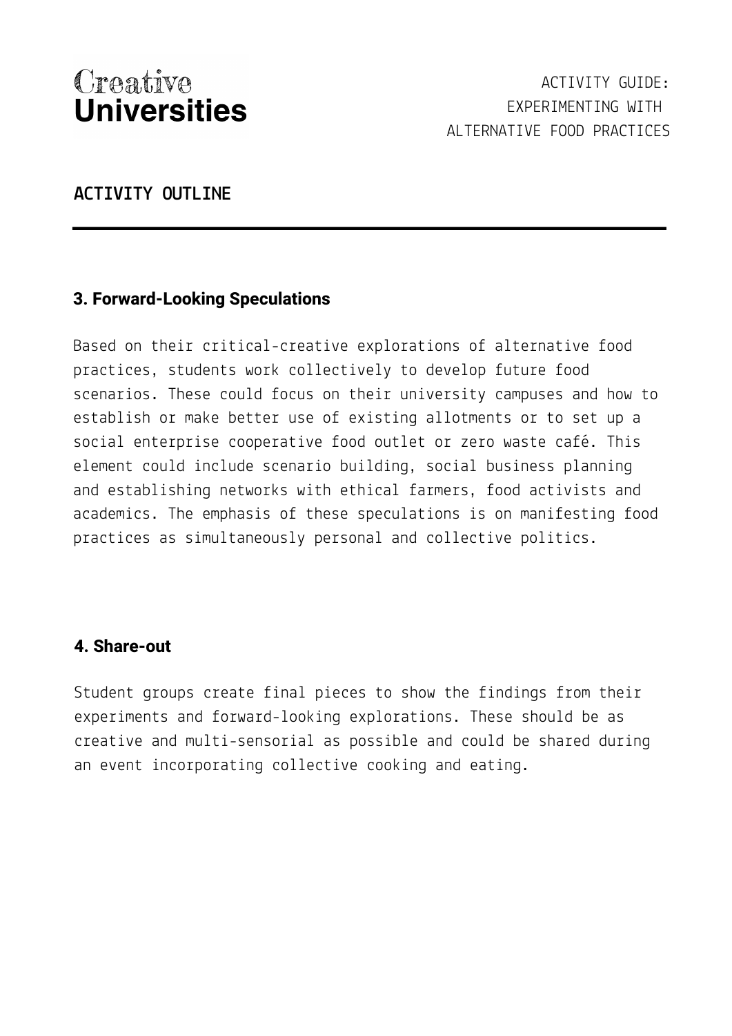## ACTIVITY OUTLINE

### 3. Forward-Looking Speculations

Based on their critical-creative explorations of alternative food practices, students work collectively to develop future food scenarios. These could focus on their university campuses and how to establish or make better use of existing allotments or to set up a social enterprise cooperative food outlet or zero waste café. This element could include scenario building, social business planning and establishing networks with ethical farmers, food activists and academics. The emphasis of these speculations is on manifesting food practices as simultaneously personal and collective politics.

### 4. Share-out

Student groups create final pieces to show the findings from their experiments and forward-looking explorations. These should be as creative and multi-sensorial as possible and could be shared during an event incorporating collective cooking and eating.